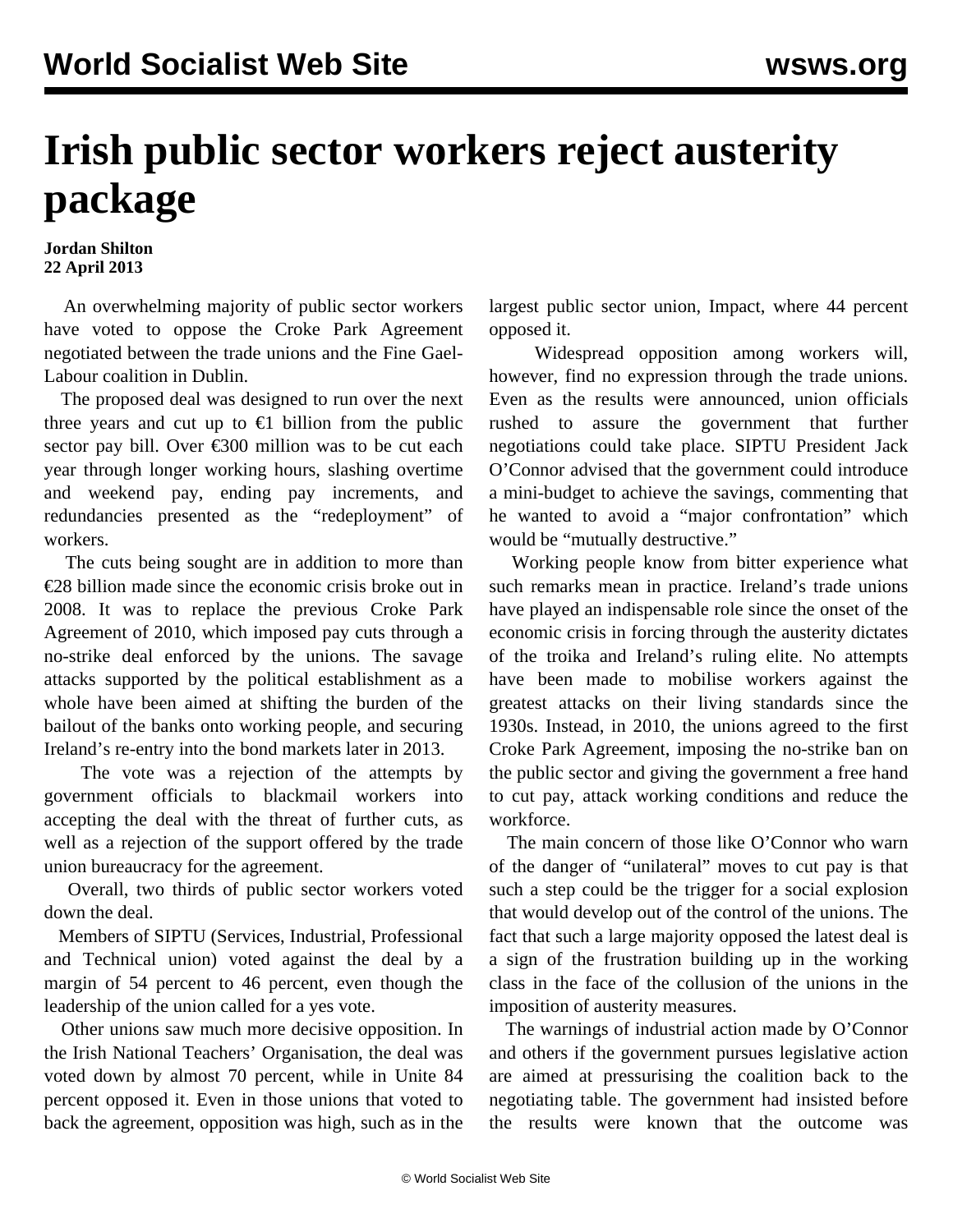# Irish public sector workers reject austerity package

**Jordan Shilton**
**22 April 2013**

An overwhelming majority of public sector workers have voted to oppose the Croke Park Agreement negotiated between the trade unions and the Fine Gael-Labour coalition in Dublin.

The proposed deal was designed to run over the next three years and cut up to €1 billion from the public sector pay bill. Over €300 million was to be cut each year through longer working hours, slashing overtime and weekend pay, ending pay increments, and redundancies presented as the "redeployment" of workers.

The cuts being sought are in addition to more than €28 billion made since the economic crisis broke out in 2008. It was to replace the previous Croke Park Agreement of 2010, which imposed pay cuts through a no-strike deal enforced by the unions. The savage attacks supported by the political establishment as a whole have been aimed at shifting the burden of the bailout of the banks onto working people, and securing Ireland's re-entry into the bond markets later in 2013.

The vote was a rejection of the attempts by government officials to blackmail workers into accepting the deal with the threat of further cuts, as well as a rejection of the support offered by the trade union bureaucracy for the agreement.

Overall, two thirds of public sector workers voted down the deal.

Members of SIPTU (Services, Industrial, Professional and Technical union) voted against the deal by a margin of 54 percent to 46 percent, even though the leadership of the union called for a yes vote.

Other unions saw much more decisive opposition. In the Irish National Teachers' Organisation, the deal was voted down by almost 70 percent, while in Unite 84 percent opposed it. Even in those unions that voted to back the agreement, opposition was high, such as in the largest public sector union, Impact, where 44 percent opposed it.

Widespread opposition among workers will, however, find no expression through the trade unions. Even as the results were announced, union officials rushed to assure the government that further negotiations could take place. SIPTU President Jack O'Connor advised that the government could introduce a mini-budget to achieve the savings, commenting that he wanted to avoid a "major confrontation" which would be "mutually destructive."

Working people know from bitter experience what such remarks mean in practice. Ireland's trade unions have played an indispensable role since the onset of the economic crisis in forcing through the austerity dictates of the troika and Ireland's ruling elite. No attempts have been made to mobilise workers against the greatest attacks on their living standards since the 1930s. Instead, in 2010, the unions agreed to the first Croke Park Agreement, imposing the no-strike ban on the public sector and giving the government a free hand to cut pay, attack working conditions and reduce the workforce.

The main concern of those like O'Connor who warn of the danger of "unilateral" moves to cut pay is that such a step could be the trigger for a social explosion that would develop out of the control of the unions. The fact that such a large majority opposed the latest deal is a sign of the frustration building up in the working class in the face of the collusion of the unions in the imposition of austerity measures.

The warnings of industrial action made by O'Connor and others if the government pursues legislative action are aimed at pressurising the coalition back to the negotiating table. The government had insisted before the results were known that the outcome was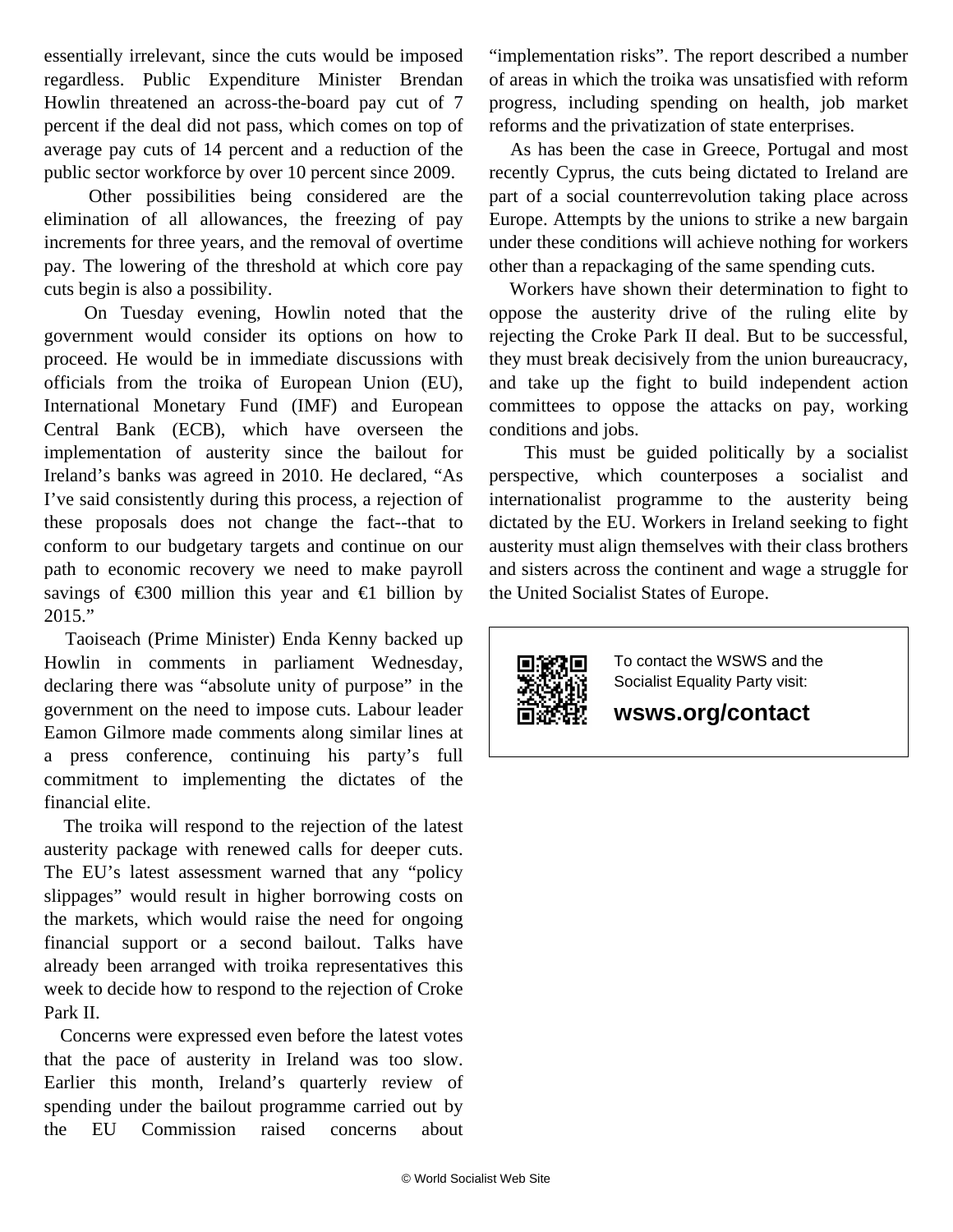essentially irrelevant, since the cuts would be imposed regardless. Public Expenditure Minister Brendan Howlin threatened an across-the-board pay cut of 7 percent if the deal did not pass, which comes on top of average pay cuts of 14 percent and a reduction of the public sector workforce by over 10 percent since 2009.

Other possibilities being considered are the elimination of all allowances, the freezing of pay increments for three years, and the removal of overtime pay. The lowering of the threshold at which core pay cuts begin is also a possibility.

On Tuesday evening, Howlin noted that the government would consider its options on how to proceed. He would be in immediate discussions with officials from the troika of European Union (EU), International Monetary Fund (IMF) and European Central Bank (ECB), which have overseen the implementation of austerity since the bailout for Ireland's banks was agreed in 2010. He declared, "As I've said consistently during this process, a rejection of these proposals does not change the fact--that to conform to our budgetary targets and continue on our path to economic recovery we need to make payroll savings of €300 million this year and €1 billion by 2015."

Taoiseach (Prime Minister) Enda Kenny backed up Howlin in comments in parliament Wednesday, declaring there was "absolute unity of purpose" in the government on the need to impose cuts. Labour leader Eamon Gilmore made comments along similar lines at a press conference, continuing his party's full commitment to implementing the dictates of the financial elite.

The troika will respond to the rejection of the latest austerity package with renewed calls for deeper cuts. The EU's latest assessment warned that any "policy slippages" would result in higher borrowing costs on the markets, which would raise the need for ongoing financial support or a second bailout. Talks have already been arranged with troika representatives this week to decide how to respond to the rejection of Croke Park II.

Concerns were expressed even before the latest votes that the pace of austerity in Ireland was too slow. Earlier this month, Ireland's quarterly review of spending under the bailout programme carried out by the EU Commission raised concerns about "implementation risks". The report described a number of areas in which the troika was unsatisfied with reform progress, including spending on health, job market reforms and the privatization of state enterprises.

As has been the case in Greece, Portugal and most recently Cyprus, the cuts being dictated to Ireland are part of a social counterrevolution taking place across Europe. Attempts by the unions to strike a new bargain under these conditions will achieve nothing for workers other than a repackaging of the same spending cuts.

Workers have shown their determination to fight to oppose the austerity drive of the ruling elite by rejecting the Croke Park II deal. But to be successful, they must break decisively from the union bureaucracy, and take up the fight to build independent action committees to oppose the attacks on pay, working conditions and jobs.

This must be guided politically by a socialist perspective, which counterposes a socialist and internationalist programme to the austerity being dictated by the EU. Workers in Ireland seeking to fight austerity must align themselves with their class brothers and sisters across the continent and wage a struggle for the United Socialist States of Europe.

To contact the WSWS and the Socialist Equality Party visit:

**wsws.org/contact**